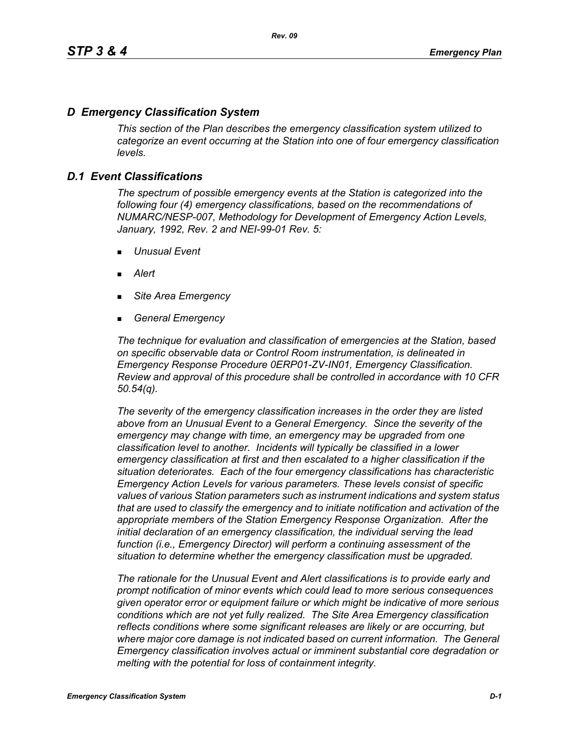## *D Emergency Classification System*

*This section of the Plan describes the emergency classification system utilized to categorize an event occurring at the Station into one of four emergency classification levels.*

## *D.1 Event Classifications*

*The spectrum of possible emergency events at the Station is categorized into the following four (4) emergency classifications, based on the recommendations of NUMARC/NESP-007, Methodology for Development of Emergency Action Levels, January, 1992, Rev. 2 and NEI-99-01 Rev. 5:*

- *Unusual Event*
- *Alert*
- *Site Area Emergency*
- *General Emergency*

*The technique for evaluation and classification of emergencies at the Station, based on specific observable data or Control Room instrumentation, is delineated in Emergency Response Procedure 0ERP01-ZV-IN01, Emergency Classification. Review and approval of this procedure shall be controlled in accordance with 10 CFR 50.54(q).*

*The severity of the emergency classification increases in the order they are listed above from an Unusual Event to a General Emergency. Since the severity of the emergency may change with time, an emergency may be upgraded from one classification level to another. Incidents will typically be classified in a lower emergency classification at first and then escalated to a higher classification if the situation deteriorates. Each of the four emergency classifications has characteristic Emergency Action Levels for various parameters. These levels consist of specific values of various Station parameters such as instrument indications and system status that are used to classify the emergency and to initiate notification and activation of the appropriate members of the Station Emergency Response Organization. After the initial declaration of an emergency classification, the individual serving the lead function (i.e., Emergency Director) will perform a continuing assessment of the situation to determine whether the emergency classification must be upgraded.*

*The rationale for the Unusual Event and Alert classifications is to provide early and prompt notification of minor events which could lead to more serious consequences given operator error or equipment failure or which might be indicative of more serious conditions which are not yet fully realized. The Site Area Emergency classification reflects conditions where some significant releases are likely or are occurring, but where major core damage is not indicated based on current information. The General Emergency classification involves actual or imminent substantial core degradation or melting with the potential for loss of containment integrity.*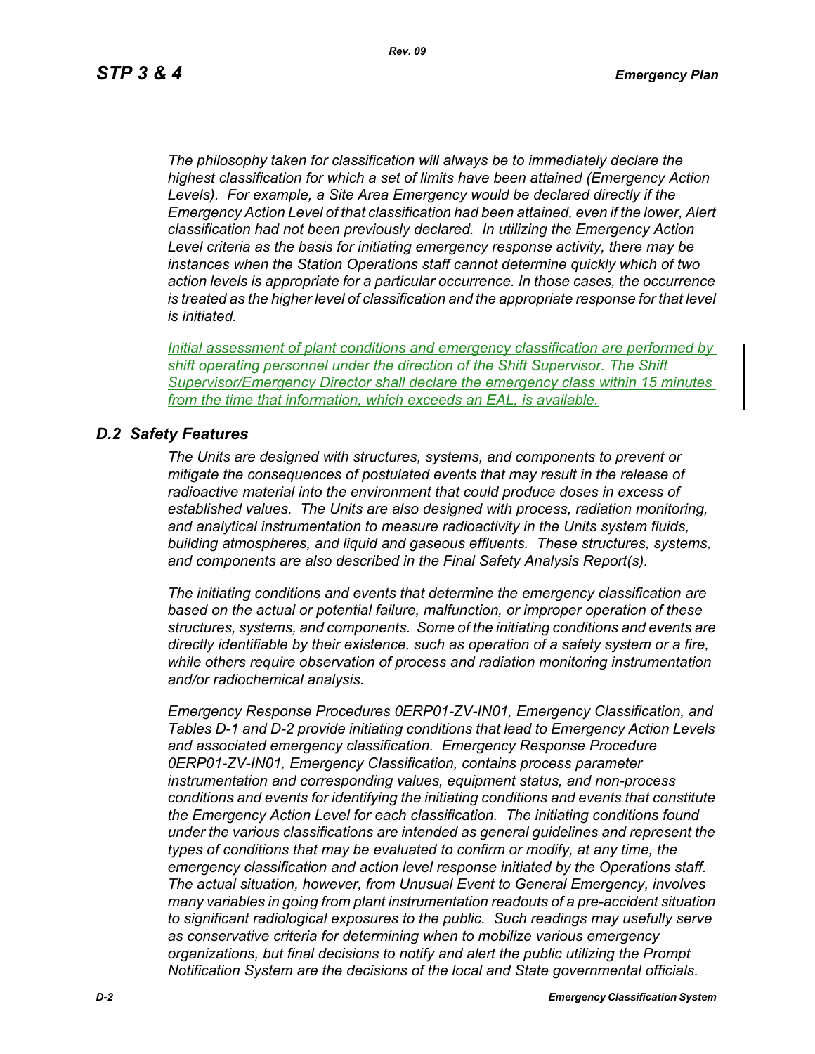*The philosophy taken for classification will always be to immediately declare the highest classification for which a set of limits have been attained (Emergency Action Levels). For example, a Site Area Emergency would be declared directly if the Emergency Action Level of that classification had been attained, even if the lower, Alert classification had not been previously declared. In utilizing the Emergency Action Level criteria as the basis for initiating emergency response activity, there may be instances when the Station Operations staff cannot determine quickly which of two action levels is appropriate for a particular occurrence. In those cases, the occurrence is treated as the higher level of classification and the appropriate response for that level is initiated.*

*Initial assessment of plant conditions and emergency classification are performed by shift operating personnel under the direction of the Shift Supervisor. The Shift Supervisor/Emergency Director shall declare the emergency class within 15 minutes from the time that information, which exceeds an EAL, is available.*

## *D.2 Safety Features*

*The Units are designed with structures, systems, and components to prevent or mitigate the consequences of postulated events that may result in the release of radioactive material into the environment that could produce doses in excess of established values. The Units are also designed with process, radiation monitoring, and analytical instrumentation to measure radioactivity in the Units system fluids, building atmospheres, and liquid and gaseous effluents. These structures, systems, and components are also described in the Final Safety Analysis Report(s).*

*The initiating conditions and events that determine the emergency classification are based on the actual or potential failure, malfunction, or improper operation of these structures, systems, and components. Some of the initiating conditions and events are directly identifiable by their existence, such as operation of a safety system or a fire, while others require observation of process and radiation monitoring instrumentation and/or radiochemical analysis.*

*Emergency Response Procedures 0ERP01-ZV-IN01, Emergency Classification, and Tables D-1 and D-2 provide initiating conditions that lead to Emergency Action Levels and associated emergency classification. Emergency Response Procedure 0ERP01-ZV-IN01, Emergency Classification, contains process parameter instrumentation and corresponding values, equipment status, and non-process conditions and events for identifying the initiating conditions and events that constitute the Emergency Action Level for each classification. The initiating conditions found under the various classifications are intended as general guidelines and represent the types of conditions that may be evaluated to confirm or modify, at any time, the emergency classification and action level response initiated by the Operations staff. The actual situation, however, from Unusual Event to General Emergency, involves many variables in going from plant instrumentation readouts of a pre-accident situation to significant radiological exposures to the public. Such readings may usefully serve as conservative criteria for determining when to mobilize various emergency organizations, but final decisions to notify and alert the public utilizing the Prompt Notification System are the decisions of the local and State governmental officials.*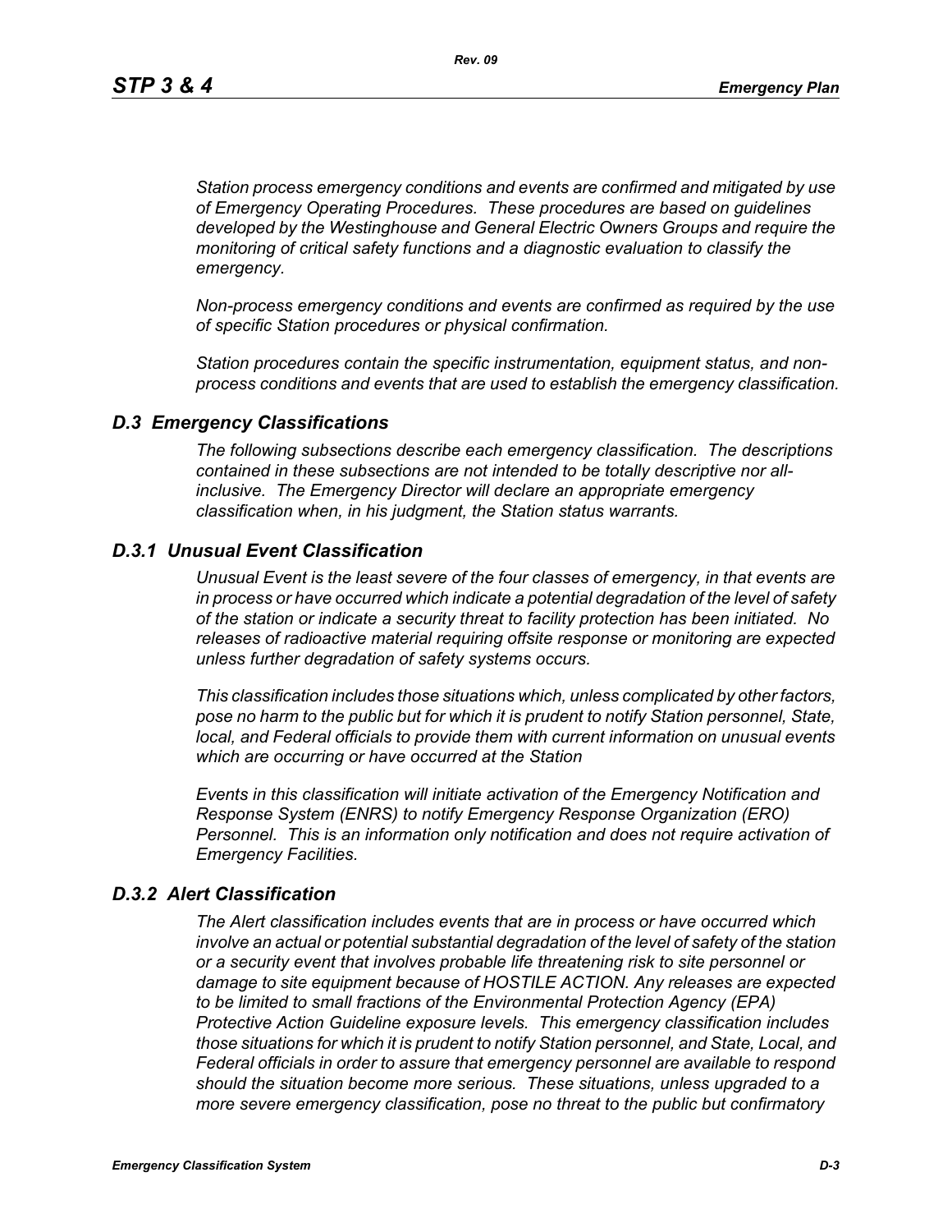*Station process emergency conditions and events are confirmed and mitigated by use of Emergency Operating Procedures. These procedures are based on guidelines developed by the Westinghouse and General Electric Owners Groups and require the monitoring of critical safety functions and a diagnostic evaluation to classify the emergency.*

*Non-process emergency conditions and events are confirmed as required by the use of specific Station procedures or physical confirmation.*

*Station procedures contain the specific instrumentation, equipment status, and non-process conditions and events that are used to establish the emergency classification.*

## *D.3 Emergency Classifications*

*The following subsections describe each emergency classification. The descriptions contained in these subsections are not intended to be totally descriptive nor all-inclusive. The Emergency Director will declare an appropriate emergency classification when, in his judgment, the Station status warrants.*

## *D.3.1 Unusual Event Classification*

*Unusual Event is the least severe of the four classes of emergency, in that events are in process or have occurred which indicate a potential degradation of the level of safety of the station or indicate a security threat to facility protection has been initiated. No releases of radioactive material requiring offsite response or monitoring are expected unless further degradation of safety systems occurs.*

*This classification includes those situations which, unless complicated by other factors, pose no harm to the public but for which it is prudent to notify Station personnel, State, local, and Federal officials to provide them with current information on unusual events which are occurring or have occurred at the Station*

*Events in this classification will initiate activation of the Emergency Notification and Response System (ENRS) to notify Emergency Response Organization (ERO) Personnel. This is an information only notification and does not require activation of Emergency Facilities.*

## *D.3.2 Alert Classification*

*The Alert classification includes events that are in process or have occurred which involve an actual or potential substantial degradation of the level of safety of the station or a security event that involves probable life threatening risk to site personnel or damage to site equipment because of HOSTILE ACTION. Any releases are expected to be limited to small fractions of the Environmental Protection Agency (EPA) Protective Action Guideline exposure levels. This emergency classification includes those situations for which it is prudent to notify Station personnel, and State, Local, and Federal officials in order to assure that emergency personnel are available to respond should the situation become more serious. These situations, unless upgraded to a more severe emergency classification, pose no threat to the public but confirmatory*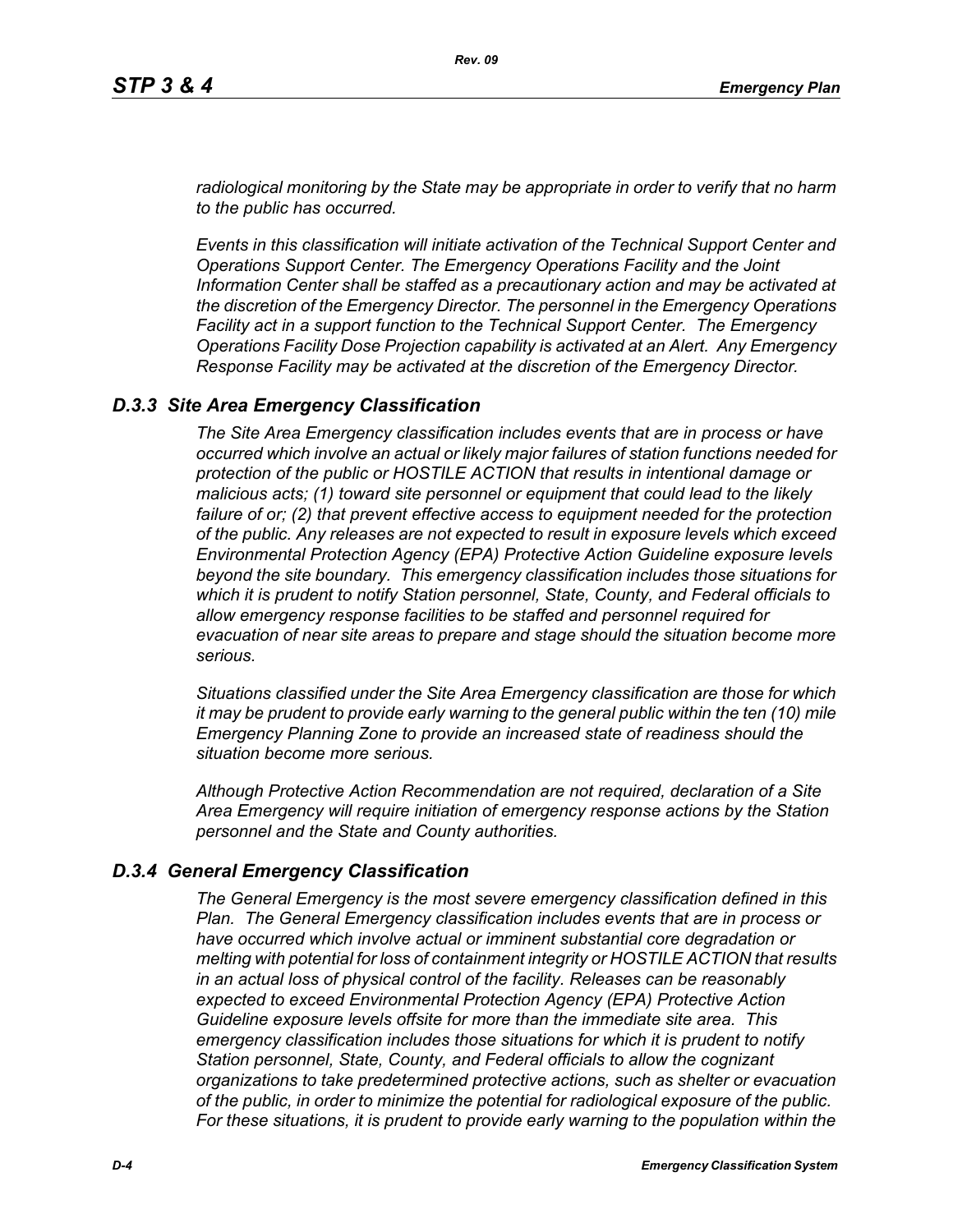*radiological monitoring by the State may be appropriate in order to verify that no harm to the public has occurred.*

*Events in this classification will initiate activation of the Technical Support Center and Operations Support Center. The Emergency Operations Facility and the Joint Information Center shall be staffed as a precautionary action and may be activated at the discretion of the Emergency Director. The personnel in the Emergency Operations Facility act in a support function to the Technical Support Center. The Emergency Operations Facility Dose Projection capability is activated at an Alert. Any Emergency Response Facility may be activated at the discretion of the Emergency Director.*

### *D.3.3 Site Area Emergency Classification*

*The Site Area Emergency classification includes events that are in process or have occurred which involve an actual or likely major failures of station functions needed for protection of the public or HOSTILE ACTION that results in intentional damage or malicious acts; (1) toward site personnel or equipment that could lead to the likely failure of or; (2) that prevent effective access to equipment needed for the protection of the public. Any releases are not expected to result in exposure levels which exceed Environmental Protection Agency (EPA) Protective Action Guideline exposure levels beyond the site boundary. This emergency classification includes those situations for which it is prudent to notify Station personnel, State, County, and Federal officials to allow emergency response facilities to be staffed and personnel required for evacuation of near site areas to prepare and stage should the situation become more serious.*

*Situations classified under the Site Area Emergency classification are those for which it may be prudent to provide early warning to the general public within the ten (10) mile Emergency Planning Zone to provide an increased state of readiness should the situation become more serious.*

*Although Protective Action Recommendation are not required, declaration of a Site Area Emergency will require initiation of emergency response actions by the Station personnel and the State and County authorities.*

### *D.3.4 General Emergency Classification*

*The General Emergency is the most severe emergency classification defined in this Plan. The General Emergency classification includes events that are in process or have occurred which involve actual or imminent substantial core degradation or melting with potential for loss of containment integrity or HOSTILE ACTION that results in an actual loss of physical control of the facility. Releases can be reasonably expected to exceed Environmental Protection Agency (EPA) Protective Action Guideline exposure levels offsite for more than the immediate site area. This emergency classification includes those situations for which it is prudent to notify Station personnel, State, County, and Federal officials to allow the cognizant organizations to take predetermined protective actions, such as shelter or evacuation of the public, in order to minimize the potential for radiological exposure of the public. For these situations, it is prudent to provide early warning to the population within the*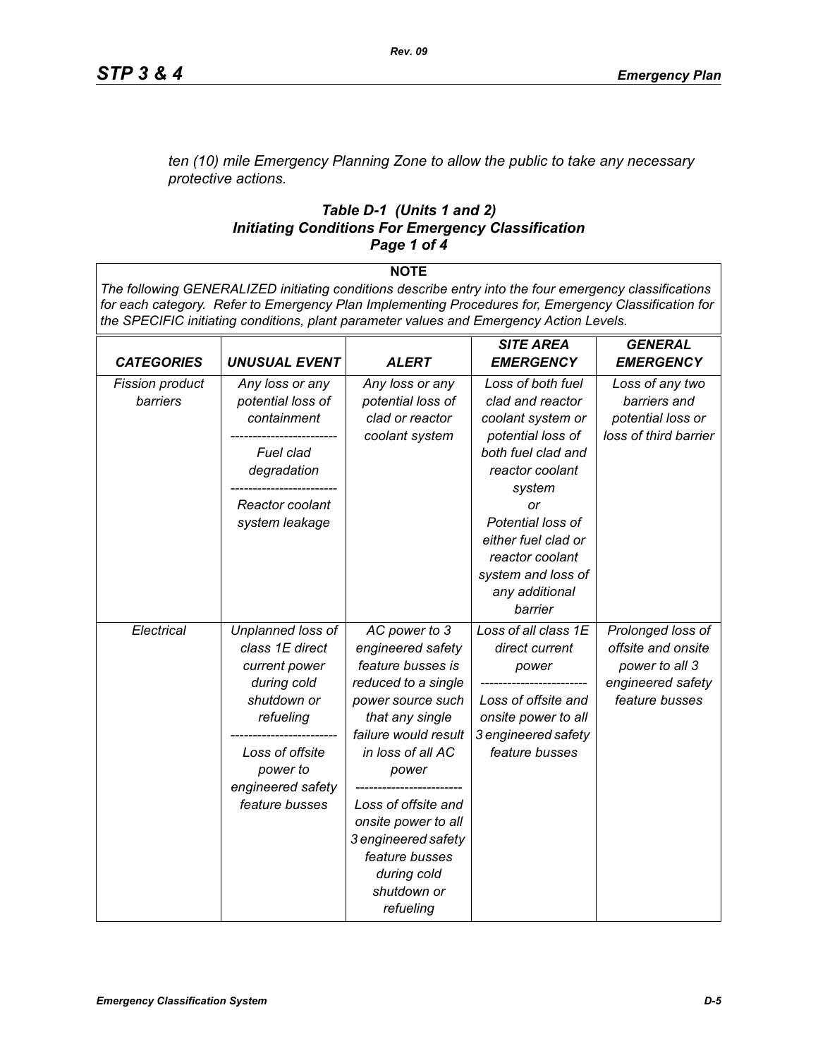*ten (10) mile Emergency Planning Zone to allow the public to take any necessary protective actions.*

### *Table D-1 (Units 1 and 2)*
### *Initiating Conditions For Emergency Classification*
### *Page 1 of 4*

**NOTE**

*The following GENERALIZED initiating conditions describe entry into the four emergency classifications for each category. Refer to Emergency Plan Implementing Procedures for, Emergency Classification for the SPECIFIC initiating conditions, plant parameter values and Emergency Action Levels.*

| *CATEGORIES* | *UNUSUAL EVENT* | *ALERT* | *SITE AREA EMERGENCY* | *GENERAL EMERGENCY* |
|---|---|---|---|---|
| *Fission product barriers* | *Any loss or any potential loss of containment* <br> ------------------------ <br> *Fuel clad degradation* <br> ------------------------ <br> *Reactor coolant system leakage* | *Any loss or any potential loss of clad or reactor coolant system* | *Loss of both fuel clad and reactor coolant system or potential loss of both fuel clad and reactor coolant system* <br> *or* <br> *Potential loss of either fuel clad or reactor coolant system and loss of any additional barrier* | *Loss of any two barriers and potential loss or loss of third barrier* |
| *Electrical* | *Unplanned loss of class 1E direct current power during cold shutdown or refueling* <br> ------------------------ <br> *Loss of offsite power to engineered safety feature busses* | *AC power to 3 engineered safety feature busses is reduced to a single power source such that any single failure would result in loss of all AC power* <br> ------------------------ <br> *Loss of offsite and onsite power to all 3 engineered safety feature busses during cold shutdown or refueling* | *Loss of all class 1E direct current power* <br> ------------------------ <br> *Loss of offsite and onsite power to all 3 engineered safety feature busses* | *Prolonged loss of offsite and onsite power to all 3 engineered safety feature busses* |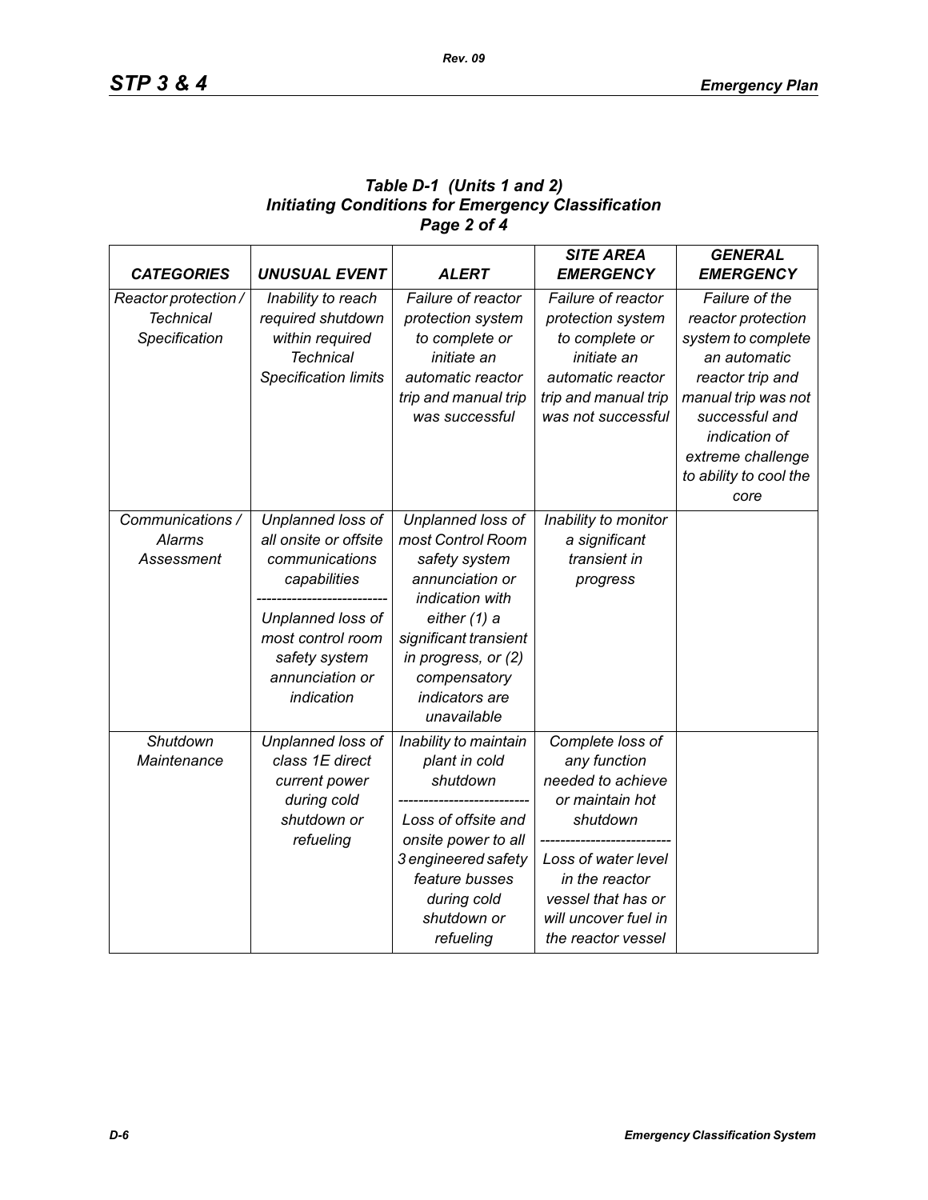### Table D-1 (Units 1 and 2)
### Initiating Conditions for Emergency Classification
### Page 2 of 4

| CATEGORIES | UNUSUAL EVENT | ALERT | SITE AREA EMERGENCY | GENERAL EMERGENCY |
|---|---|---|---|---|
| Reactor protection / Technical Specification | Inability to reach required shutdown within required Technical Specification limits | Failure of reactor protection system to complete or initiate an automatic reactor trip and manual trip was successful | Failure of reactor protection system to complete or initiate an automatic reactor trip and manual trip was not successful | Failure of the reactor protection system to complete an automatic reactor trip and manual trip was not successful and indication of extreme challenge to ability to cool the core |
| Communications / Alarms Assessment | Unplanned loss of all onsite or offsite communications capabilities<br>--------------------------<br>Unplanned loss of most control room safety system annunciation or indication | Unplanned loss of most Control Room safety system annunciation or indication with either (1) a significant transient in progress, or (2) compensatory indicators are unavailable | Inability to monitor a significant transient in progress | |
| Shutdown Maintenance | Unplanned loss of class 1E direct current power during cold shutdown or refueling | Inability to maintain plant in cold shutdown<br>--------------------------<br>Loss of offsite and onsite power to all 3 engineered safety feature busses during cold shutdown or refueling | Complete loss of any function needed to achieve or maintain hot shutdown<br>--------------------------<br>Loss of water level in the reactor vessel that has or will uncover fuel in the reactor vessel | |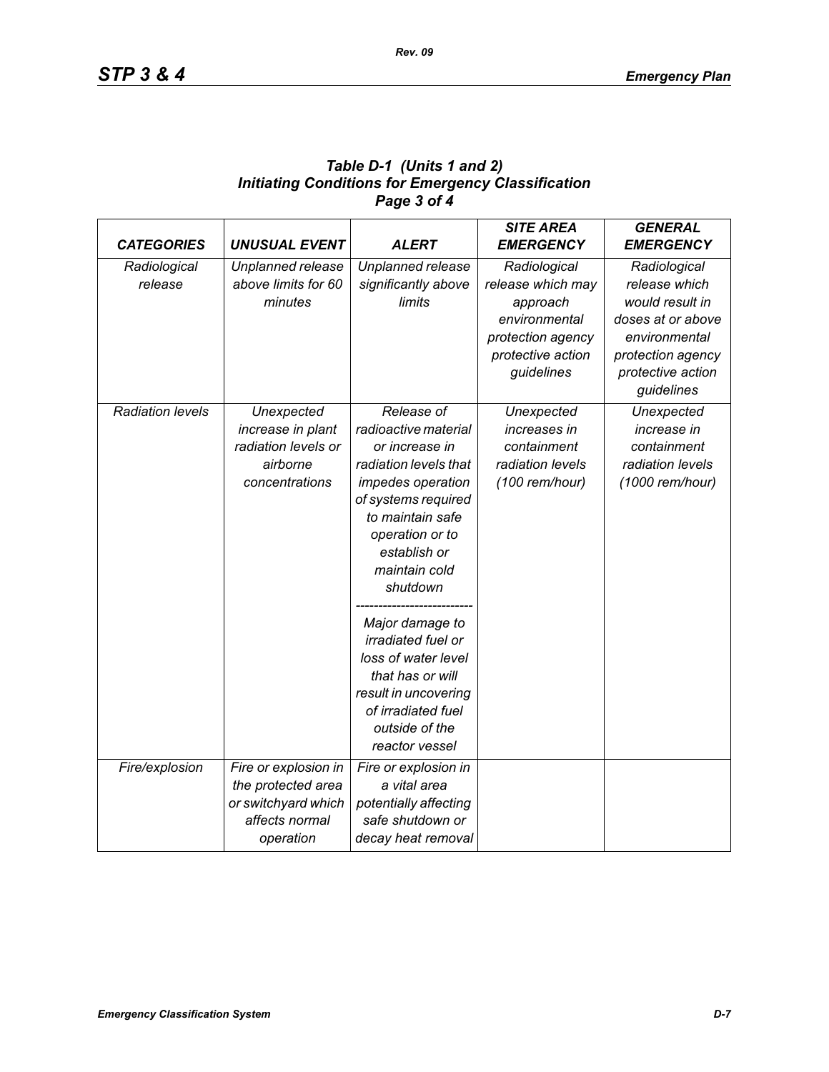***Table D-1 (Units 1 and 2)***
***Initiating Conditions for Emergency Classification***
***Page 3 of 4***

| *CATEGORIES* | *UNUSUAL EVENT* | *ALERT* | *SITE AREA EMERGENCY* | *GENERAL EMERGENCY* |
|---|---|---|---|---|
| *Radiological release* | *Unplanned release above limits for 60 minutes* | *Unplanned release significantly above limits* | *Radiological release which may approach environmental protection agency protective action guidelines* | *Radiological release which would result in doses at or above environmental protection agency protective action guidelines* |
| *Radiation levels* | *Unexpected increase in plant radiation levels or airborne concentrations* | *Release of radioactive material or increase in radiation levels that impedes operation of systems required to maintain safe operation or to establish or maintain cold shutdown*<br>-------------------------<br>*Major damage to irradiated fuel or loss of water level that has or will result in uncovering of irradiated fuel outside of the reactor vessel* | *Unexpected increases in containment radiation levels (100 rem/hour)* | *Unexpected increase in containment radiation levels (1000 rem/hour)* |
| *Fire/explosion* | *Fire or explosion in the protected area or switchyard which affects normal operation* | *Fire or explosion in a vital area potentially affecting safe shutdown or decay heat removal* | | |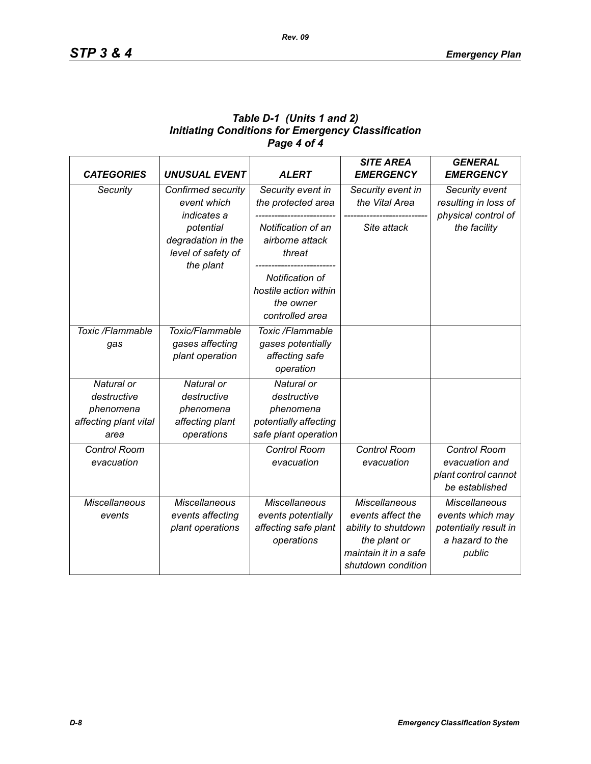**Table D-1 (Units 1 and 2)**
**Initiating Conditions for Emergency Classification**
**Page 4 of 4**

| *CATEGORIES* | *UNUSUAL EVENT* | *ALERT* | *SITE AREA EMERGENCY* | *GENERAL EMERGENCY* |
|---|---|---|---|---|
| *Security* | *Confirmed security event which indicates a potential degradation in the level of safety of the plant* | *Security event in the protected area* ------------------------- *Notification of an airborne attack threat* ------------------------- *Notification of hostile action within the owner controlled area* | *Security event in the Vital Area* ------------------------- *Site attack* | *Security event resulting in loss of physical control of the facility* |
| *Toxic /Flammable gas* | *Toxic/Flammable gases affecting plant operation* | *Toxic /Flammable gases potentially affecting safe operation* | | |
| *Natural or destructive phenomena affecting plant vital area* | *Natural or destructive phenomena affecting plant operations* | *Natural or destructive phenomena potentially affecting safe plant operation* | | |
| *Control Room evacuation* | | *Control Room evacuation* | *Control Room evacuation* | *Control Room evacuation and plant control cannot be established* |
| *Miscellaneous events* | *Miscellaneous events affecting plant operations* | *Miscellaneous events potentially affecting safe plant operations* | *Miscellaneous events affect the ability to shutdown the plant or maintain it in a safe shutdown condition* | *Miscellaneous events which may potentially result in a hazard to the public* |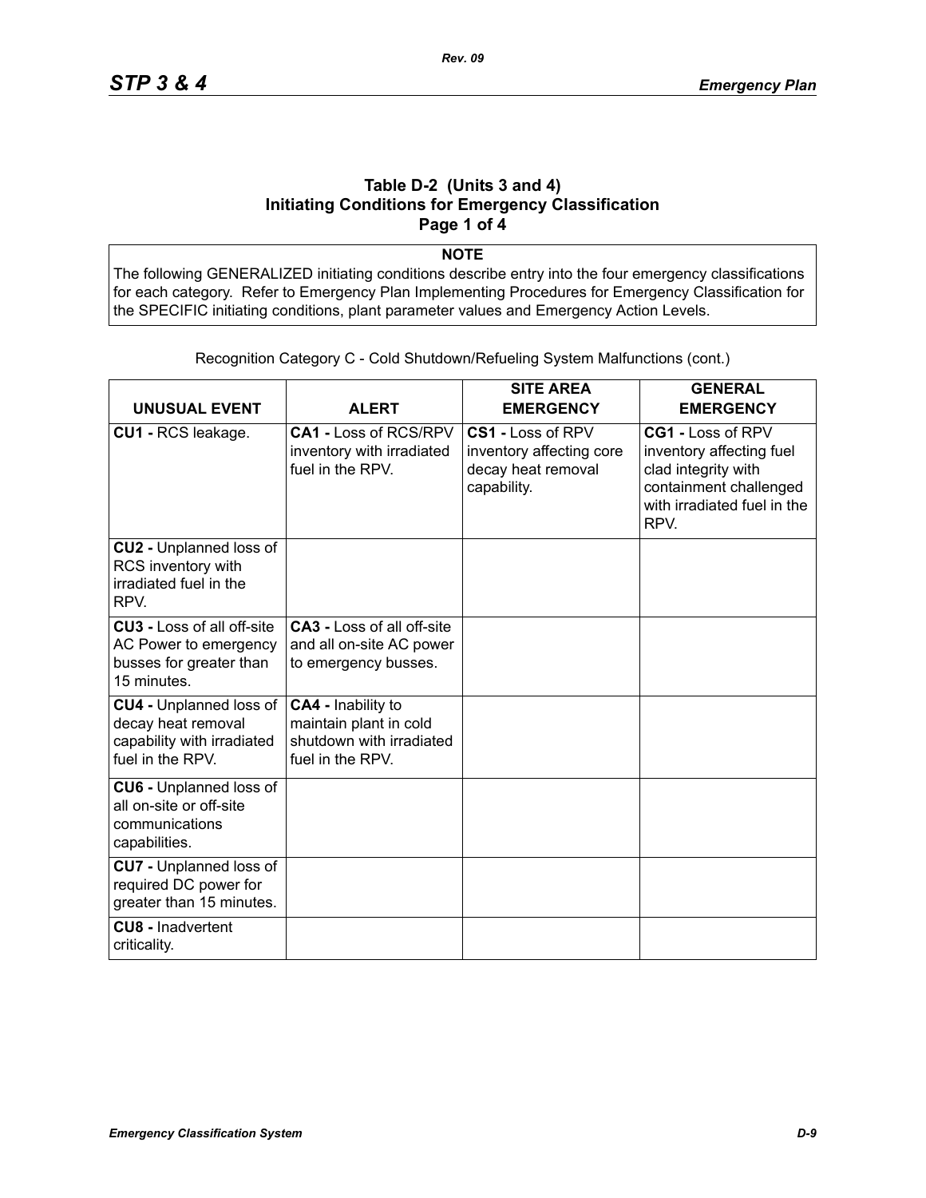### Table D-2 (Units 3 and 4)
### Initiating Conditions for Emergency Classification
### Page 1 of 4

**NOTE**

The following GENERALIZED initiating conditions describe entry into the four emergency classifications for each category. Refer to Emergency Plan Implementing Procedures for Emergency Classification for the SPECIFIC initiating conditions, plant parameter values and Emergency Action Levels.

Recognition Category C - Cold Shutdown/Refueling System Malfunctions (cont.)

| UNUSUAL EVENT | ALERT | SITE AREA EMERGENCY | GENERAL EMERGENCY |
|---|---|---|---|
| **CU1 -** RCS leakage. | **CA1 -** Loss of RCS/RPV inventory with irradiated fuel in the RPV. | **CS1 -** Loss of RPV inventory affecting core decay heat removal capability. | **CG1 -** Loss of RPV inventory affecting fuel clad integrity with containment challenged with irradiated fuel in the RPV. |
| **CU2 -** Unplanned loss of RCS inventory with irradiated fuel in the RPV. | | | |
| **CU3 -** Loss of all off-site AC Power to emergency busses for greater than 15 minutes. | **CA3 -** Loss of all off-site and all on-site AC power to emergency busses. | | |
| **CU4 -** Unplanned loss of decay heat removal capability with irradiated fuel in the RPV. | **CA4 -** Inability to maintain plant in cold shutdown with irradiated fuel in the RPV. | | |
| **CU6 -** Unplanned loss of all on-site or off-site communications capabilities. | | | |
| **CU7 -** Unplanned loss of required DC power for greater than 15 minutes. | | | |
| **CU8 -** Inadvertent criticality. | | | |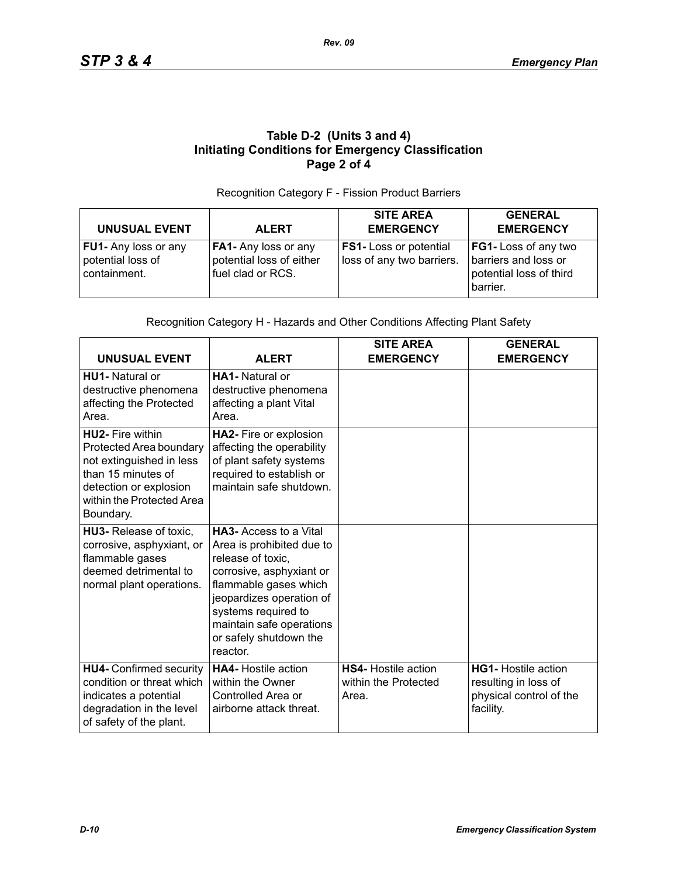### Table D-2 (Units 3 and 4) Initiating Conditions for Emergency Classification Page 2 of 4

Recognition Category F - Fission Product Barriers

| UNUSUAL EVENT | ALERT | SITE AREA EMERGENCY | GENERAL EMERGENCY |
|---|---|---|---|
| **FU1-** Any loss or any potential loss of containment. | **FA1-** Any loss or any potential loss of either fuel clad or RCS. | **FS1-** Loss or potential loss of any two barriers. | **FG1-** Loss of any two barriers and loss or potential loss of third barrier. |

Recognition Category H - Hazards and Other Conditions Affecting Plant Safety

| UNUSUAL EVENT | ALERT | SITE AREA EMERGENCY | GENERAL EMERGENCY |
|---|---|---|---|
| **HU1-** Natural or destructive phenomena affecting the Protected Area. | **HA1-** Natural or destructive phenomena affecting a plant Vital Area. | | |
| **HU2-** Fire within Protected Area boundary not extinguished in less than 15 minutes of detection or explosion within the Protected Area Boundary. | **HA2-** Fire or explosion affecting the operability of plant safety systems required to establish or maintain safe shutdown. | | |
| **HU3-** Release of toxic, corrosive, asphyxiant, or flammable gases deemed detrimental to normal plant operations. | **HA3-** Access to a Vital Area is prohibited due to release of toxic, corrosive, asphyxiant or flammable gases which jeopardizes operation of systems required to maintain safe operations or safely shutdown the reactor. | | |
| **HU4-** Confirmed security condition or threat which indicates a potential degradation in the level of safety of the plant. | **HA4-** Hostile action within the Owner Controlled Area or airborne attack threat. | **HS4-** Hostile action within the Protected Area. | **HG1-** Hostile action resulting in loss of physical control of the facility. |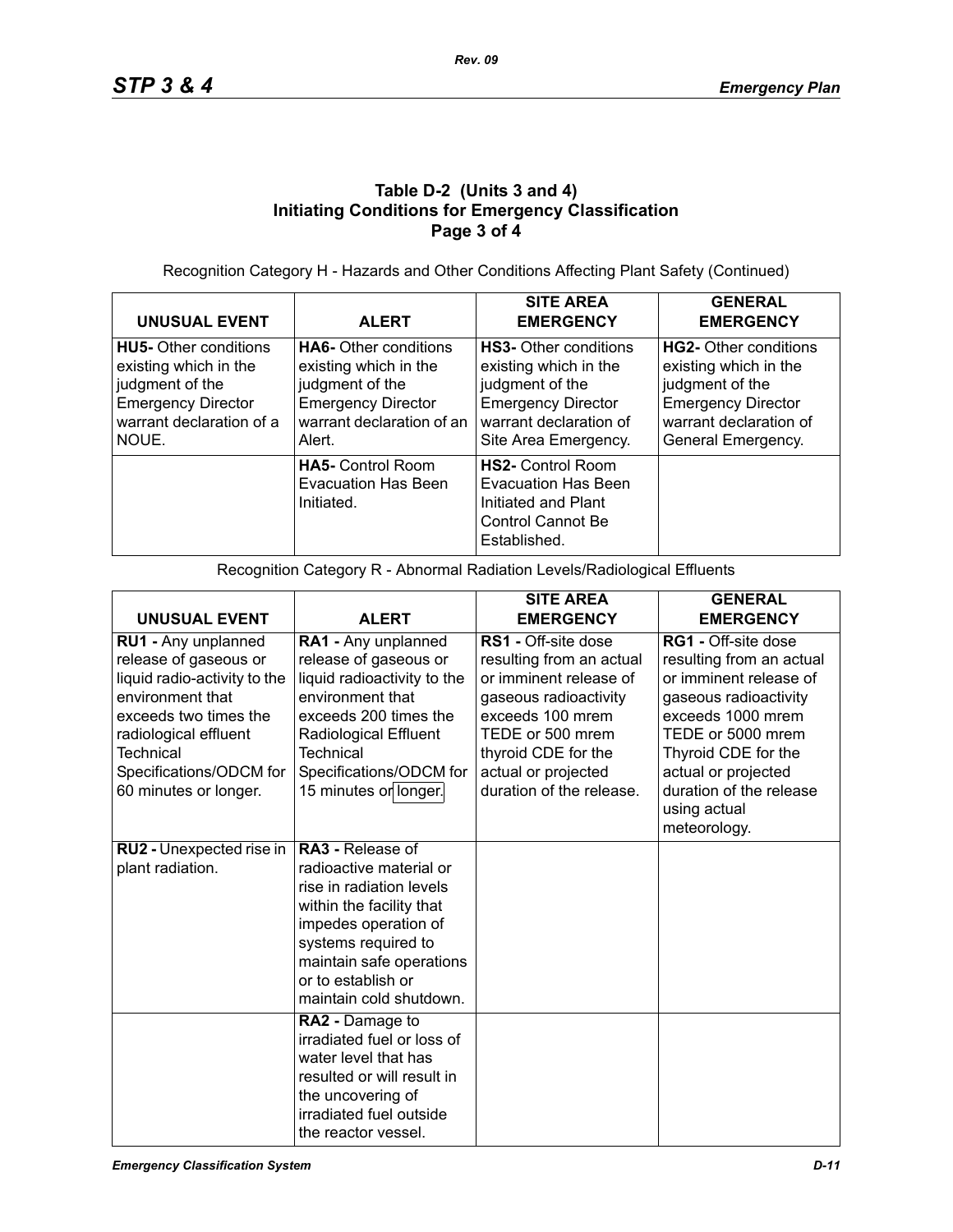**Table D-2 (Units 3 and 4)**
**Initiating Conditions for Emergency Classification**
**Page 3 of 4**

Recognition Category H - Hazards and Other Conditions Affecting Plant Safety (Continued)

| UNUSUAL EVENT | ALERT | SITE AREA EMERGENCY | GENERAL EMERGENCY |
|---|---|---|---|
| **HU5-** Other conditions existing which in the judgment of the Emergency Director warrant declaration of a NOUE. | **HA6-** Other conditions existing which in the judgment of the Emergency Director warrant declaration of an Alert. | **HS3-** Other conditions existing which in the judgment of the Emergency Director warrant declaration of Site Area Emergency. | **HG2-** Other conditions existing which in the judgment of the Emergency Director warrant declaration of General Emergency. |
| | **HA5-** Control Room Evacuation Has Been Initiated. | **HS2-** Control Room Evacuation Has Been Initiated and Plant Control Cannot Be Established. | |

Recognition Category R - Abnormal Radiation Levels/Radiological Effluents

| UNUSUAL EVENT | ALERT | SITE AREA EMERGENCY | GENERAL EMERGENCY |
|---|---|---|---|
| **RU1 -** Any unplanned release of gaseous or liquid radio-activity to the environment that exceeds two times the radiological effluent Technical Specifications/ODCM for 60 minutes or longer. | **RA1 -** Any unplanned release of gaseous or liquid radioactivity to the environment that exceeds 200 times the Radiological Effluent Technical Specifications/ODCM for 15 minutes or longer. | **RS1 -** Off-site dose resulting from an actual or imminent release of gaseous radioactivity exceeds 100 mrem TEDE or 500 mrem thyroid CDE for the actual or projected duration of the release. | **RG1 -** Off-site dose resulting from an actual or imminent release of gaseous radioactivity exceeds 1000 mrem TEDE or 5000 mrem Thyroid CDE for the actual or projected duration of the release using actual meteorology. |
| **RU2 -** Unexpected rise in plant radiation. | **RA3 -** Release of radioactive material or rise in radiation levels within the facility that impedes operation of systems required to maintain safe operations or to establish or maintain cold shutdown. | | |
| | **RA2 -** Damage to irradiated fuel or loss of water level that has resulted or will result in the uncovering of irradiated fuel outside the reactor vessel. | | |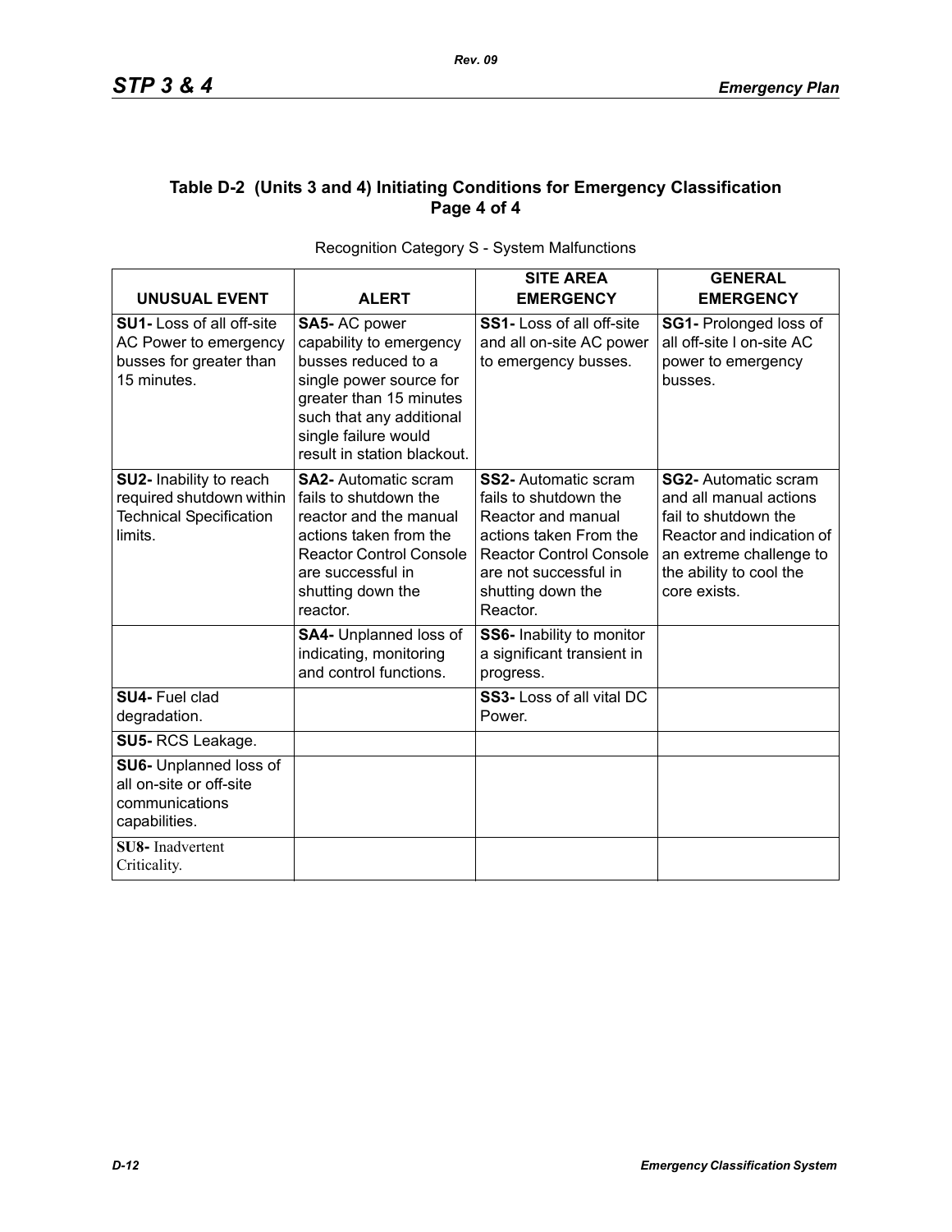## Table D-2 (Units 3 and 4) Initiating Conditions for Emergency Classification Page 4 of 4

Recognition Category S - System Malfunctions

| UNUSUAL EVENT | ALERT | SITE AREA EMERGENCY | GENERAL EMERGENCY |
|---|---|---|---|
| **SU1-** Loss of all off-site AC Power to emergency busses for greater than 15 minutes. | **SA5-** AC power capability to emergency busses reduced to a single power source for greater than 15 minutes such that any additional single failure would result in station blackout. | **SS1-** Loss of all off-site and all on-site AC power to emergency busses. | **SG1-** Prolonged loss of all off-site I on-site AC power to emergency busses. |
| **SU2-** Inability to reach required shutdown within Technical Specification limits. | **SA2-** Automatic scram fails to shutdown the reactor and the manual actions taken from the Reactor Control Console are successful in shutting down the reactor. | **SS2-** Automatic scram fails to shutdown the Reactor and manual actions taken From the Reactor Control Console are not successful in shutting down the Reactor. | **SG2-** Automatic scram and all manual actions fail to shutdown the Reactor and indication of an extreme challenge to the ability to cool the core exists. |
| | **SA4-** Unplanned loss of indicating, monitoring and control functions. | **SS6-** Inability to monitor a significant transient in progress. | |
| **SU4-** Fuel clad degradation. | | **SS3-** Loss of all vital DC Power. | |
| **SU5-** RCS Leakage. | | | |
| **SU6-** Unplanned loss of all on-site or off-site communications capabilities. | | | |
| **SU8-** Inadvertent Criticality. | | | |